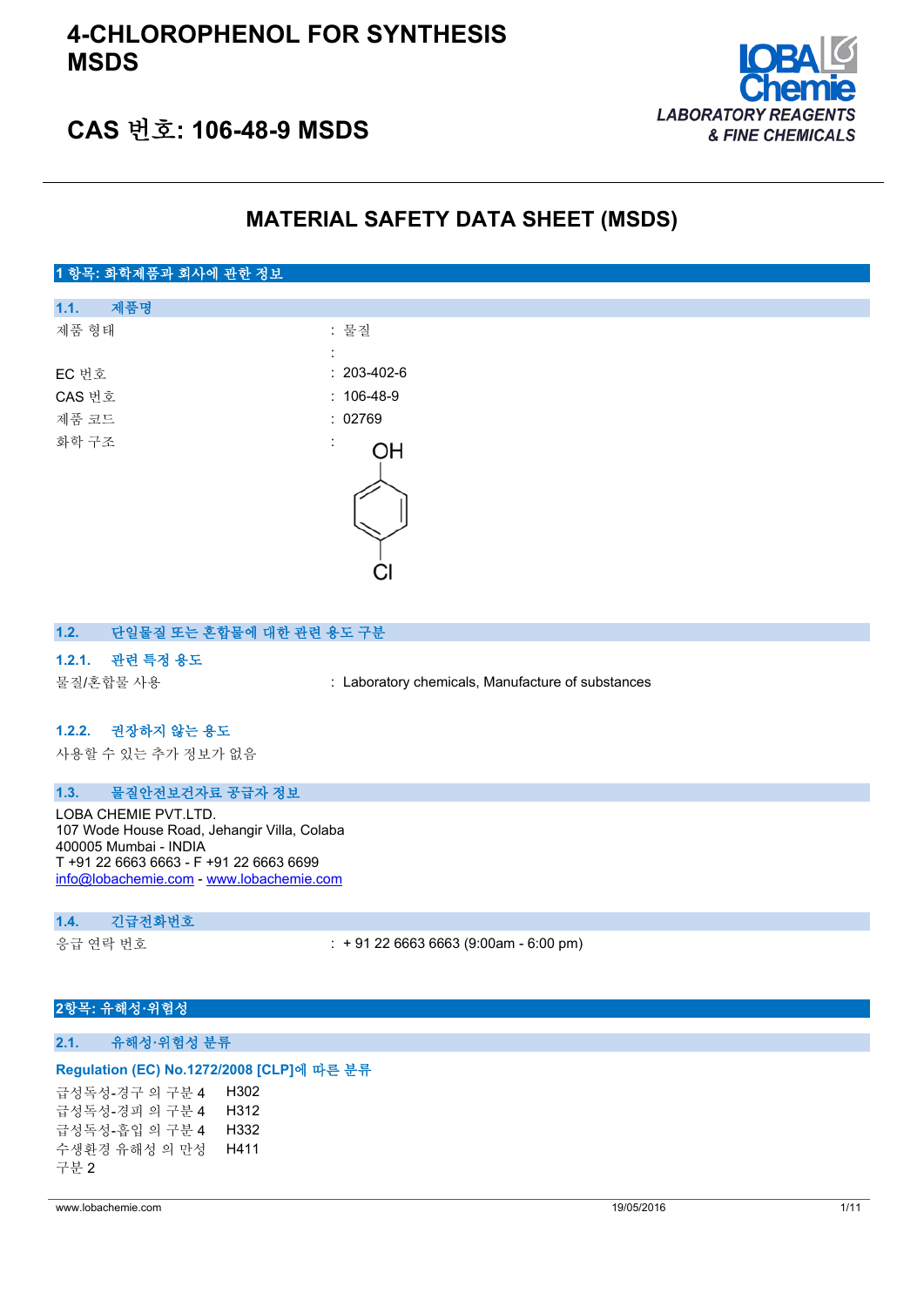# 4-CHLOROPHENOL FOR SYNTHESIS MSDS

## CAS 번호: 106-48-9 MSDS

LOBA Chemie
LABORATORY REAGENTS & FINE CHEMICALS

# MATERIAL SAFETY DATA SHEET (MSDS)

## 1 항목: 화학제품과 회사에 관한 정보

### 1.1. 제품명

| | |
|---|---|
| 제품 형태 | : 물질 |
| | : |
| EC 번호 | : 203-402-6 |
| CAS 번호 | : 106-48-9 |
| 제품 코드 | : 02769 |
| 화학 구조 | : |

### 1.2. 단일물질 또는 혼합물에 대한 관련 용도 구분

#### 1.2.1. 관련 특정 용도

물질/혼합물 사용 : Laboratory chemicals, Manufacture of substances

#### 1.2.2. 권장하지 않는 용도

사용할 수 있는 추가 정보가 없음

### 1.3. 물질안전보건자료 공급자 정보

LOBA CHEMIE PVT.LTD.
107 Wode House Road, Jehangir Villa, Colaba
400005 Mumbai - INDIA
T +91 22 6663 6663 - F +91 22 6663 6699
info@lobachemie.com - www.lobachemie.com

### 1.4. 긴급전화번호

응급 연락 번호 : + 91 22 6663 6663 (9:00am - 6:00 pm)

## 2항목: 유해성·위험성

### 2.1. 유해성·위험성 분류

**Regulation (EC) No.1272/2008 [CLP]에 따른 분류**

| | |
|---|---|
| 급성독성-경구 의 구분 4 | H302 |
| 급성독성-경피 의 구분 4 | H312 |
| 급성독성-흡입 의 구분 4 | H332 |
| 수생환경 유해성 의 만성 구분 2 | H411 |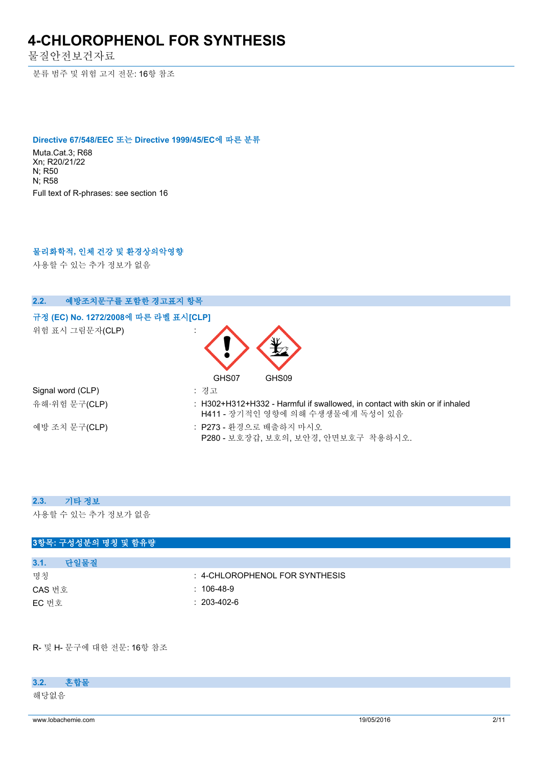분류 범주 및 위험 고지 전문: 16항 참조

**Directive 67/548/EEC 또는 Directive 1999/45/EC에 따른 분류**

Muta.Cat.3; R68
Xn; R20/21/22
N; R50
N; R58
Full text of R-phrases: see section 16

**물리화학적, 인체 건강 및 환경상의악영향**

사용할 수 있는 추가 정보가 없음

## 2.2. 예방조치문구를 포함한 경고표지 항목

**규정 (EC) No. 1272/2008에 따른 라벨 표시[CLP]**

| | |
|---|---|
| 위험 표시 그림문자(CLP) | : GHS07 GHS09 |
| Signal word (CLP) | : 경고 |
| 유해·위험 문구(CLP) | : H302+H312+H332 - Harmful if swallowed, in contact with skin or if inhaled<br>H411 - 장기적인 영향에 의해 수생생물에게 독성이 있음 |
| 예방 조치 문구(CLP) | : P273 - 환경으로 배출하지 마시오<br>P280 - 보호장갑, 보호의, 보안경, 안면보호구 착용하시오. |

## 2.3. 기타 정보

사용할 수 있는 추가 정보가 없음

# 3항목: 구성성분의 명칭 및 함유량

## 3.1. 단일물질

| | |
|---|---|
| 명칭 | : 4-CHLOROPHENOL FOR SYNTHESIS |
| CAS 번호 | : 106-48-9 |
| EC 번호 | : 203-402-6 |

R- 및 H- 문구에 대한 전문: 16항 참조

## 3.2. 혼합물

해당없음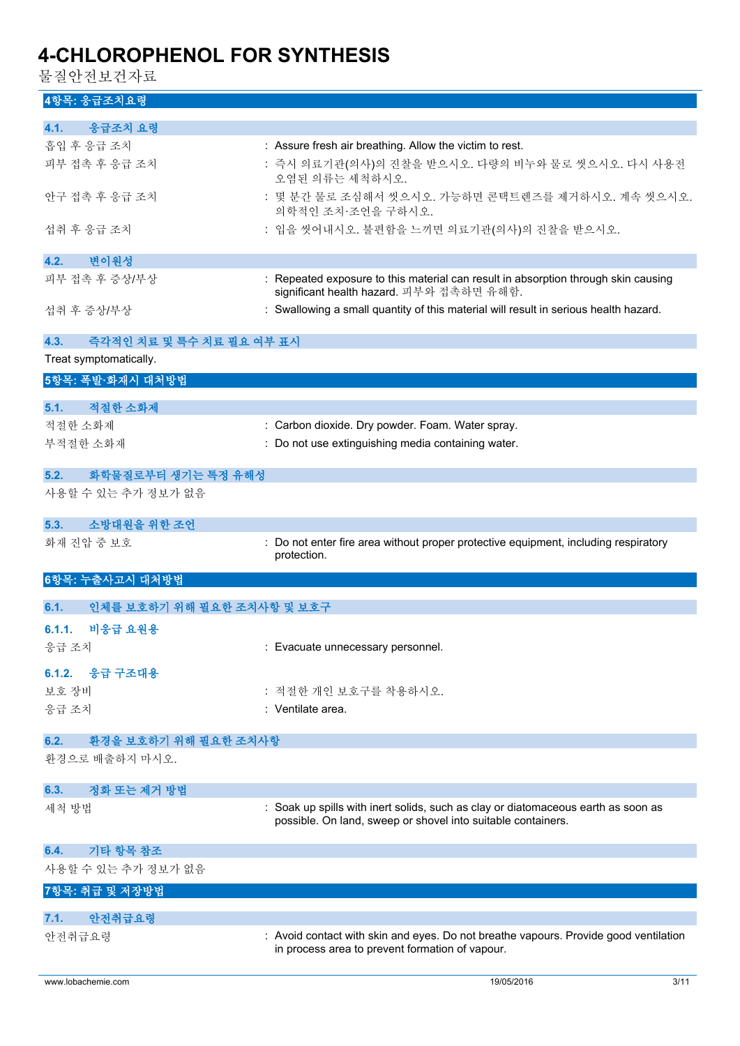## 4항목: 응급조치요령

### 4.1. 응급조치 요령

흡입 후 응급 조치 : Assure fresh air breathing. Allow the victim to rest.

피부 접촉 후 응급 조치 : 즉시 의료기관(의사)의 진찰을 받으시오. 다량의 비누와 물로 씻으시오. 다시 사용전 오염된 의류는 세척하시오.

안구 접촉 후 응급 조치 : 몇 분간 물로 조심해서 씻으시오. 가능하면 콘택트렌즈를 제거하시오. 계속 씻으시오. 의학적인 조치·조언을 구하시오.

섭취 후 응급 조치 : 입을 씻어내시오. 불편함을 느끼면 의료기관(의사)의 진찰을 받으시오.

### 4.2. 변이원성

피부 접촉 후 증상/부상 : Repeated exposure to this material can result in absorption through skin causing significant health hazard. 피부와 접촉하면 유해함.

섭취 후 증상/부상 : Swallowing a small quantity of this material will result in serious health hazard.

### 4.3. 즉각적인 치료 및 특수 치료 필요 여부 표시

Treat symptomatically.

## 5항목: 폭발·화재시 대처방법

### 5.1. 적절한 소화제

적절한 소화제 : Carbon dioxide. Dry powder. Foam. Water spray.

부적절한 소화재 : Do not use extinguishing media containing water.

### 5.2. 화학물질로부터 생기는 특정 유해성

사용할 수 있는 추가 정보가 없음

### 5.3. 소방대원을 위한 조언

화재 진압 중 보호 : Do not enter fire area without proper protective equipment, including respiratory protection.

## 6항목: 누출사고시 대처방법

### 6.1. 인체를 보호하기 위해 필요한 조치사항 및 보호구

#### 6.1.1. 비응급 요원용

응급 조치 : Evacuate unnecessary personnel.

#### 6.1.2. 응급 구조대용

보호 장비 : 적절한 개인 보호구를 착용하시오.

응급 조치 : Ventilate area.

### 6.2. 환경을 보호하기 위해 필요한 조치사항

환경으로 배출하지 마시오.

### 6.3. 정화 또는 제거 방법

세척 방법 : Soak up spills with inert solids, such as clay or diatomaceous earth as soon as possible. On land, sweep or shovel into suitable containers.

### 6.4. 기타 항목 참조

사용할 수 있는 추가 정보가 없음

## 7항목: 취급 및 저장방법

### 7.1. 안전취급요령

안전취급요령 : Avoid contact with skin and eyes. Do not breathe vapours. Provide good ventilation in process area to prevent formation of vapour.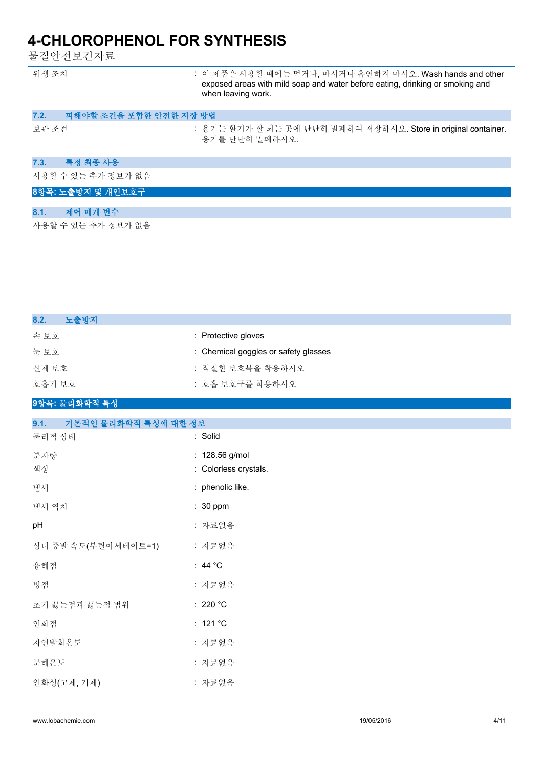| | |
|---|---|
| 위생 조치 | : 이 제품을 사용할 때에는 먹거나, 마시거나 흡연하지 마시오. Wash hands and other exposed areas with mild soap and water before eating, drinking or smoking and when leaving work. |

### 7.2. 피해야할 조건을 포함한 안전한 저장 방법

| | |
|---|---|
| 보관 조건 | : 용기는 환기가 잘 되는 곳에 단단히 밀폐하여 저장하시오. Store in original container. 용기를 단단히 밀폐하시오. |

### 7.3. 특정 최종 사용

사용할 수 있는 추가 정보가 없음

## 8항목: 노출방지 및 개인보호구

### 8.1. 제어 매개 변수

사용할 수 있는 추가 정보가 없음

### 8.2. 노출방지

| | |
|---|---|
| 손 보호 | : Protective gloves |
| 눈 보호 | : Chemical goggles or safety glasses |
| 신체 보호 | : 적절한 보호복을 착용하시오 |
| 호흡기 보호 | : 호흡 보호구를 착용하시오 |

## 9항목: 물리화학적 특성

### 9.1. 기본적인 물리화학적 특성에 대한 정보

| | |
|---|---|
| 물리적 상태 | : Solid |
| 분자량 | : 128.56 g/mol |
| 색상 | : Colorless crystals. |
| 냄새 | : phenolic like. |
| 냄새 역치 | : 30 ppm |
| pH | : 자료없음 |
| 상대 증발 속도(부틸아세테이트=1) | : 자료없음 |
| 융해점 | : 44 °C |
| 빙점 | : 자료없음 |
| 초기 끓는점과 끓는점 범위 | : 220 °C |
| 인화점 | : 121 °C |
| 자연발화온도 | : 자료없음 |
| 분해온도 | : 자료없음 |
| 인화성(고체, 기체) | : 자료없음 |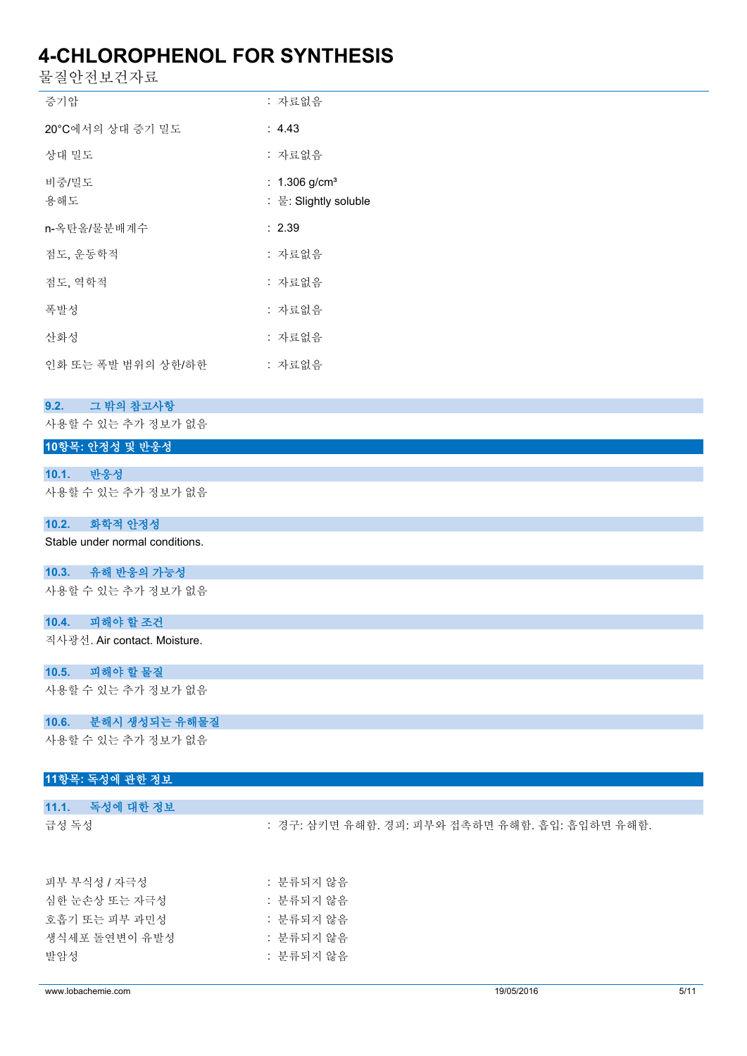| | |
|---|---|
| 증기압 | : 자료없음 |
| 20°C에서의 상대 증기 밀도 | : 4.43 |
| 상대 밀도 | : 자료없음 |
| 비중/밀도 | : 1.306 g/cm³ |
| 용해도 | : 물: Slightly soluble |
| n-옥탄올/물분배계수 | : 2.39 |
| 점도, 운동학적 | : 자료없음 |
| 점도, 역학적 | : 자료없음 |
| 폭발성 | : 자료없음 |
| 산화성 | : 자료없음 |
| 인화 또는 폭발 범위의 상한/하한 | : 자료없음 |

### 9.2. 그 밖의 참고사항

사용할 수 있는 추가 정보가 없음

## 10항목: 안정성 및 반응성

### 10.1. 반응성

사용할 수 있는 추가 정보가 없음

### 10.2. 화학적 안정성

Stable under normal conditions.

### 10.3. 유해 반응의 가능성

사용할 수 있는 추가 정보가 없음

### 10.4. 피해야 할 조건

직사광선. Air contact. Moisture.

### 10.5. 피해야 할 물질

사용할 수 있는 추가 정보가 없음

### 10.6. 분해시 생성되는 유해물질

사용할 수 있는 추가 정보가 없음

## 11항목: 독성에 관한 정보

### 11.1. 독성에 대한 정보

| | |
|---|---|
| 급성 독성 | : 경구: 삼키면 유해함. 경피: 피부와 접촉하면 유해함. 흡입: 흡입하면 유해함. |
| 피부 부식성 / 자극성 | : 분류되지 않음 |
| 심한 눈손상 또는 자극성 | : 분류되지 않음 |
| 호흡기 또는 피부 과민성 | : 분류되지 않음 |
| 생식세포 돌연변이 유발성 | : 분류되지 않음 |
| 발암성 | : 분류되지 않음 |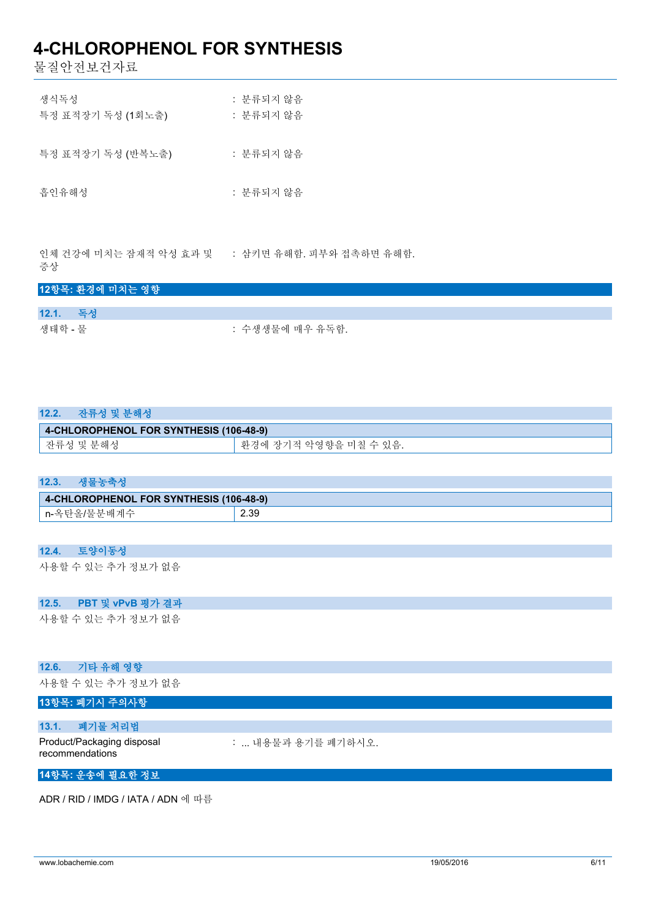생식독성 : 분류되지 않음

특정 표적장기 독성 (1회노출) : 분류되지 않음

특정 표적장기 독성 (반복노출) : 분류되지 않음

흡인유해성 : 분류되지 않음

인체 건강에 미치는 잠재적 악성 효과 및 증상 : 삼키면 유해함. 피부와 접촉하면 유해함.

## 12항목: 환경에 미치는 영향

### 12.1. 독성

생태학 - 물 : 수생생물에 매우 유독함.

### 12.2. 잔류성 및 분해성

| 4-CHLOROPHENOL FOR SYNTHESIS (106-48-9) | |
|---|---|
| 잔류성 및 분해성 | 환경에 장기적 악영향을 미칠 수 있음. |

### 12.3. 생물농축성

| 4-CHLOROPHENOL FOR SYNTHESIS (106-48-9) | |
|---|---|
| n-옥탄올/물분배계수 | 2.39 |

### 12.4. 토양이동성

사용할 수 있는 추가 정보가 없음

### 12.5. PBT 및 vPvB 평가 결과

사용할 수 있는 추가 정보가 없음

### 12.6. 기타 유해 영향

사용할 수 있는 추가 정보가 없음

## 13항목: 폐기시 주의사항

### 13.1. 폐기물 처리법

Product/Packaging disposal recommendations : ... 내용물과 용기를 폐기하시오.

## 14항목: 운송에 필요한 정보

ADR / RID / IMDG / IATA / ADN 에 따름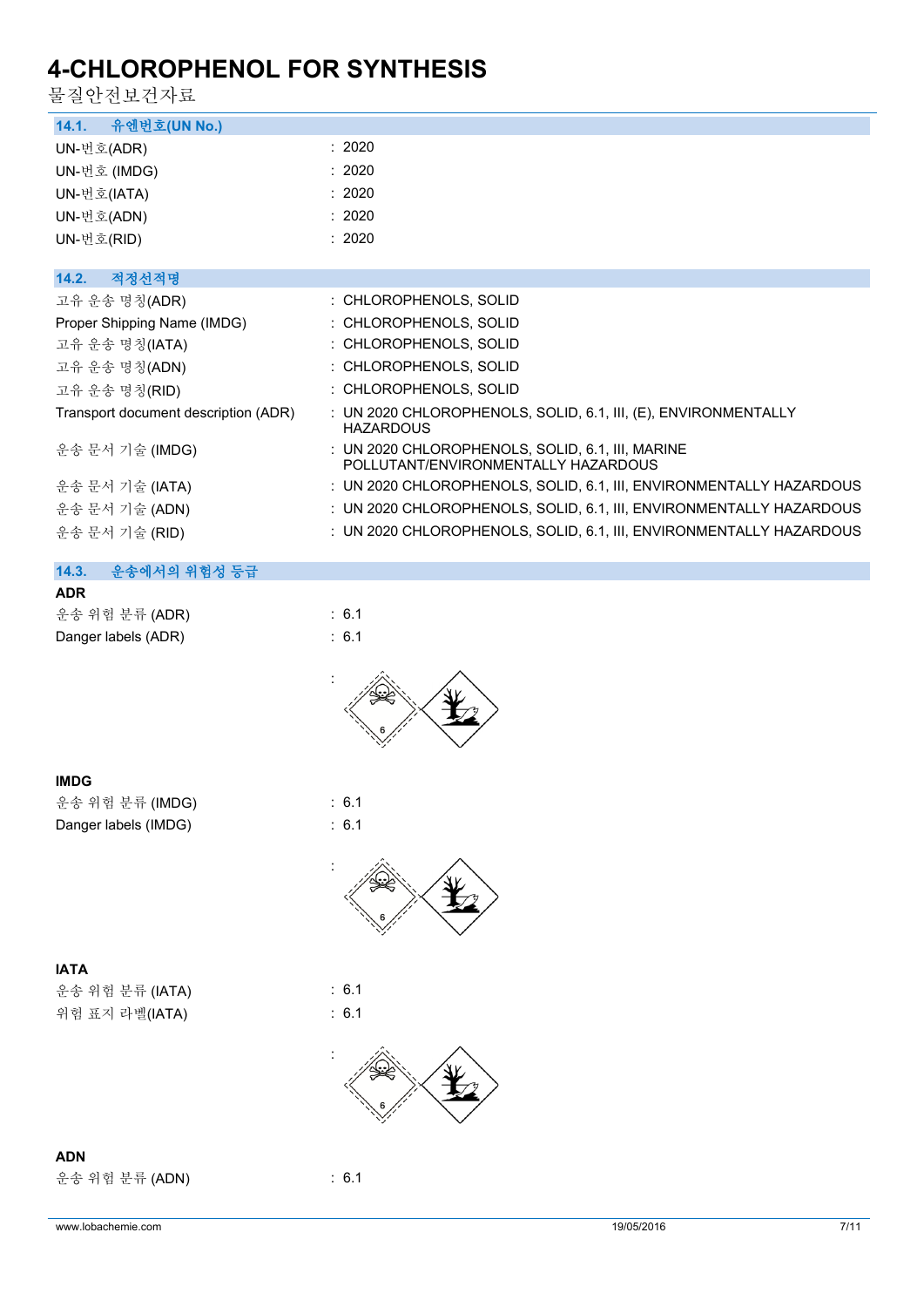# 4-CHLOROPHENOL FOR SYNTHESIS
물질안전보건자료

### 14.1. 유엔번호(UN No.)

| | |
|---|---|
| UN-번호(ADR) | : 2020 |
| UN-번호 (IMDG) | : 2020 |
| UN-번호(IATA) | : 2020 |
| UN-번호(ADN) | : 2020 |
| UN-번호(RID) | : 2020 |

### 14.2. 적정선적명

| | |
|---|---|
| 고유 운송 명칭(ADR) | : CHLOROPHENOLS, SOLID |
| Proper Shipping Name (IMDG) | : CHLOROPHENOLS, SOLID |
| 고유 운송 명칭(IATA) | : CHLOROPHENOLS, SOLID |
| 고유 운송 명칭(ADN) | : CHLOROPHENOLS, SOLID |
| 고유 운송 명칭(RID) | : CHLOROPHENOLS, SOLID |
| Transport document description (ADR) | : UN 2020 CHLOROPHENOLS, SOLID, 6.1, III, (E), ENVIRONMENTALLY HAZARDOUS |
| 운송 문서 기술 (IMDG) | : UN 2020 CHLOROPHENOLS, SOLID, 6.1, III, MARINE POLLUTANT/ENVIRONMENTALLY HAZARDOUS |
| 운송 문서 기술 (IATA) | : UN 2020 CHLOROPHENOLS, SOLID, 6.1, III, ENVIRONMENTALLY HAZARDOUS |
| 운송 문서 기술 (ADN) | : UN 2020 CHLOROPHENOLS, SOLID, 6.1, III, ENVIRONMENTALLY HAZARDOUS |
| 운송 문서 기술 (RID) | : UN 2020 CHLOROPHENOLS, SOLID, 6.1, III, ENVIRONMENTALLY HAZARDOUS |

### 14.3. 운송에서의 위험성 등급

**ADR**

| | |
|---|---|
| 운송 위험 분류 (ADR) | : 6.1 |
| Danger labels (ADR) | : 6.1 |

:

**IMDG**

| | |
|---|---|
| 운송 위험 분류 (IMDG) | : 6.1 |
| Danger labels (IMDG) | : 6.1 |

:

**IATA**

| | |
|---|---|
| 운송 위험 분류 (IATA) | : 6.1 |
| 위험 표지 라벨(IATA) | : 6.1 |

:

**ADN**

| | |
|---|---|
| 운송 위험 분류 (ADN) | : 6.1 |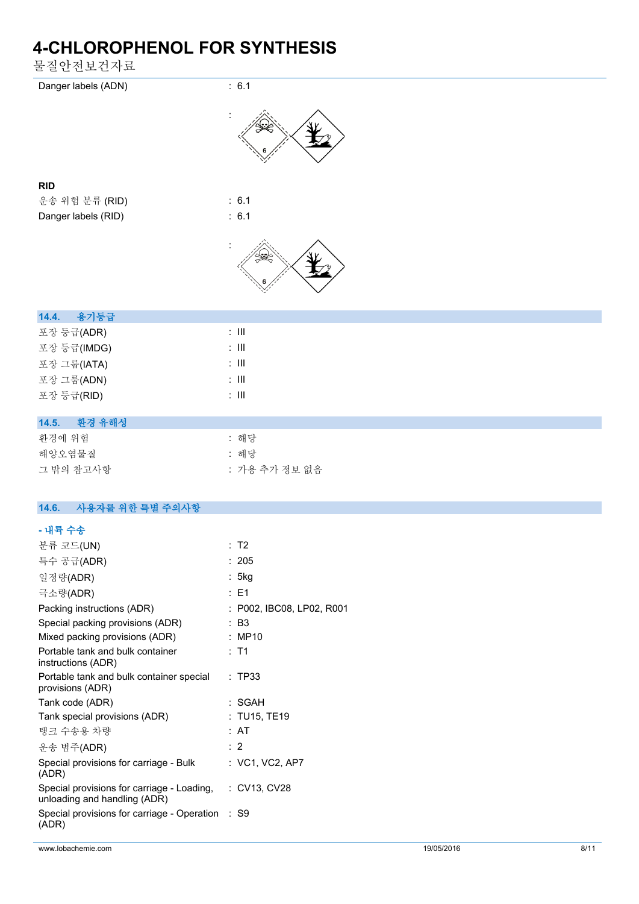Danger labels (ADN) : 6.1

:

**RID**

운송 위험 분류 (RID) : 6.1

Danger labels (RID) : 6.1

:

## 14.4. 용기등급

| | |
|---|---|
| 포장 등급(ADR) | : III |
| 포장 등급(IMDG) | : III |
| 포장 그룹(IATA) | : III |
| 포장 그룹(ADN) | : III |
| 포장 등급(RID) | : III |

## 14.5. 환경 유해성

| | |
|---|---|
| 환경에 위험 | : 해당 |
| 해양오염물질 | : 해당 |
| 그 밖의 참고사항 | : 가용 추가 정보 없음 |

## 14.6. 사용자를 위한 특별 주의사항

### - 내륙 수송

| | |
|---|---|
| 분류 코드(UN) | : T2 |
| 특수 공급(ADR) | : 205 |
| 일정량(ADR) | : 5kg |
| 극소량(ADR) | : E1 |
| Packing instructions (ADR) | : P002, IBC08, LP02, R001 |
| Special packing provisions (ADR) | : B3 |
| Mixed packing provisions (ADR) | : MP10 |
| Portable tank and bulk container instructions (ADR) | : T1 |
| Portable tank and bulk container special provisions (ADR) | : TP33 |
| Tank code (ADR) | : SGAH |
| Tank special provisions (ADR) | : TU15, TE19 |
| 탱크 수송용 차량 | : AT |
| 운송 범주(ADR) | : 2 |
| Special provisions for carriage - Bulk (ADR) | : VC1, VC2, AP7 |
| Special provisions for carriage - Loading, unloading and handling (ADR) | : CV13, CV28 |
| Special provisions for carriage - Operation (ADR) | : S9 |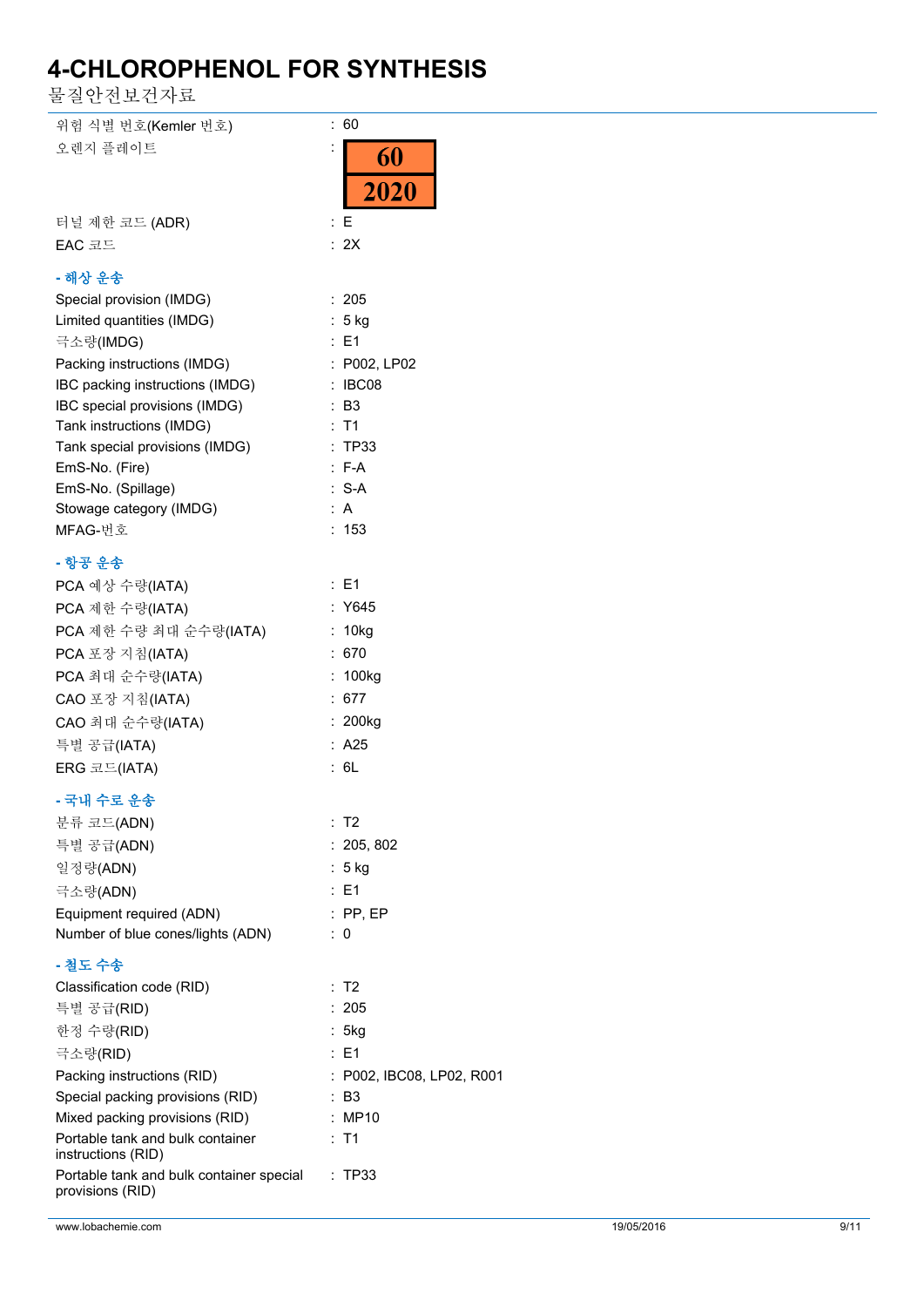| | |
|---|---|
| 위험 식별 번호(Kemler 번호) | : 60 |
| 오렌지 플레이트 | : 60 / 2020 |
| 터널 제한 코드 (ADR) | : E |
| EAC 코드 | : 2X |

**- 해상 운송**

| | |
|---|---|
| Special provision (IMDG) | : 205 |
| Limited quantities (IMDG) | : 5 kg |
| 극소량(IMDG) | : E1 |
| Packing instructions (IMDG) | : P002, LP02 |
| IBC packing instructions (IMDG) | : IBC08 |
| IBC special provisions (IMDG) | : B3 |
| Tank instructions (IMDG) | : T1 |
| Tank special provisions (IMDG) | : TP33 |
| EmS-No. (Fire) | : F-A |
| EmS-No. (Spillage) | : S-A |
| Stowage category (IMDG) | : A |
| MFAG-번호 | : 153 |

**- 항공 운송**

| | |
|---|---|
| PCA 예상 수량(IATA) | : E1 |
| PCA 제한 수량(IATA) | : Y645 |
| PCA 제한 수량 최대 순수량(IATA) | : 10kg |
| PCA 포장 지침(IATA) | : 670 |
| PCA 최대 순수량(IATA) | : 100kg |
| CAO 포장 지침(IATA) | : 677 |
| CAO 최대 순수량(IATA) | : 200kg |
| 특별 공급(IATA) | : A25 |
| ERG 코드(IATA) | : 6L |

**- 국내 수로 운송**

| | |
|---|---|
| 분류 코드(ADN) | : T2 |
| 특별 공급(ADN) | : 205, 802 |
| 일정량(ADN) | : 5 kg |
| 극소량(ADN) | : E1 |
| Equipment required (ADN) | : PP, EP |
| Number of blue cones/lights (ADN) | : 0 |

**- 철도 수송**

| | |
|---|---|
| Classification code (RID) | : T2 |
| 특별 공급(RID) | : 205 |
| 한정 수량(RID) | : 5kg |
| 극소량(RID) | : E1 |
| Packing instructions (RID) | : P002, IBC08, LP02, R001 |
| Special packing provisions (RID) | : B3 |
| Mixed packing provisions (RID) | : MP10 |
| Portable tank and bulk container instructions (RID) | : T1 |
| Portable tank and bulk container special provisions (RID) | : TP33 |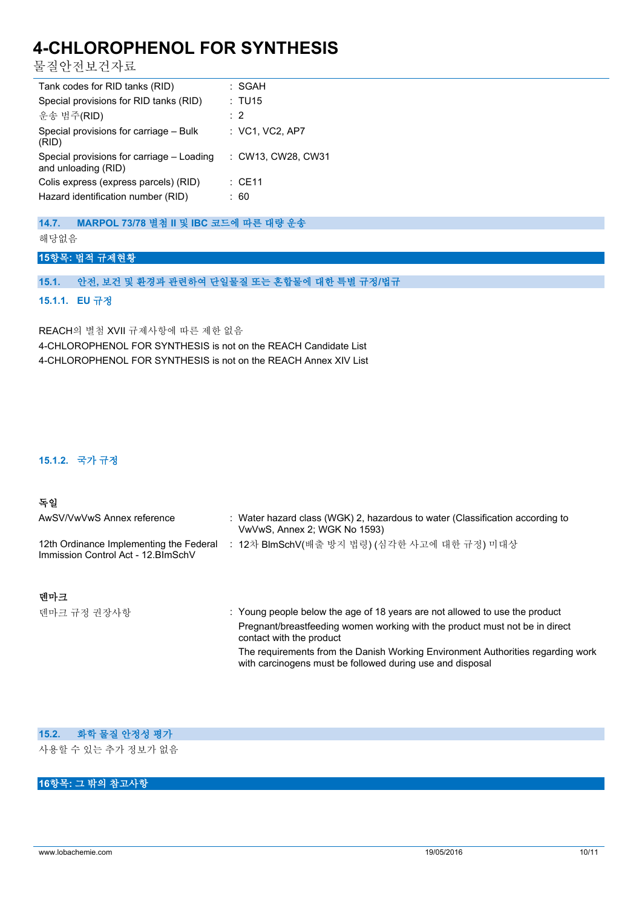| | |
|---|---|
| Tank codes for RID tanks (RID) | : SGAH |
| Special provisions for RID tanks (RID) | : TU15 |
| 운송 범주(RID) | : 2 |
| Special provisions for carriage – Bulk (RID) | : VC1, VC2, AP7 |
| Special provisions for carriage – Loading and unloading (RID) | : CW13, CW28, CW31 |
| Colis express (express parcels) (RID) | : CE11 |
| Hazard identification number (RID) | : 60 |

### 14.7. MARPOL 73/78 별첨 II 및 IBC 코드에 따른 대량 운송

해당없음

## 15항목: 법적 규제현황

### 15.1. 안전, 보건 및 환경과 관련하여 단일물질 또는 혼합물에 대한 특별 규정/법규

#### 15.1.1. EU 규정

REACH의 별첨 XVII 규제사항에 따른 제한 없음

4-CHLOROPHENOL FOR SYNTHESIS is not on the REACH Candidate List

4-CHLOROPHENOL FOR SYNTHESIS is not on the REACH Annex XIV List

#### 15.1.2. 국가 규정

**독일**

| | |
|---|---|
| AwSV/VwVwS Annex reference | : Water hazard class (WGK) 2, hazardous to water (Classification according to VwVwS, Annex 2; WGK No 1593) |
| 12th Ordinance Implementing the Federal Immission Control Act - 12.BImSchV | : 12차 BImSchV(배출 방지 법령) (심각한 사고에 대한 규정) 미대상 |

**덴마크**

| | |
|---|---|
| 덴마크 규정 권장사항 | : Young people below the age of 18 years are not allowed to use the product<br>Pregnant/breastfeeding women working with the product must not be in direct contact with the product<br>The requirements from the Danish Working Environment Authorities regarding work with carcinogens must be followed during use and disposal |

### 15.2. 화학 물질 안정성 평가

사용할 수 있는 추가 정보가 없음

## 16항목: 그 밖의 참고사항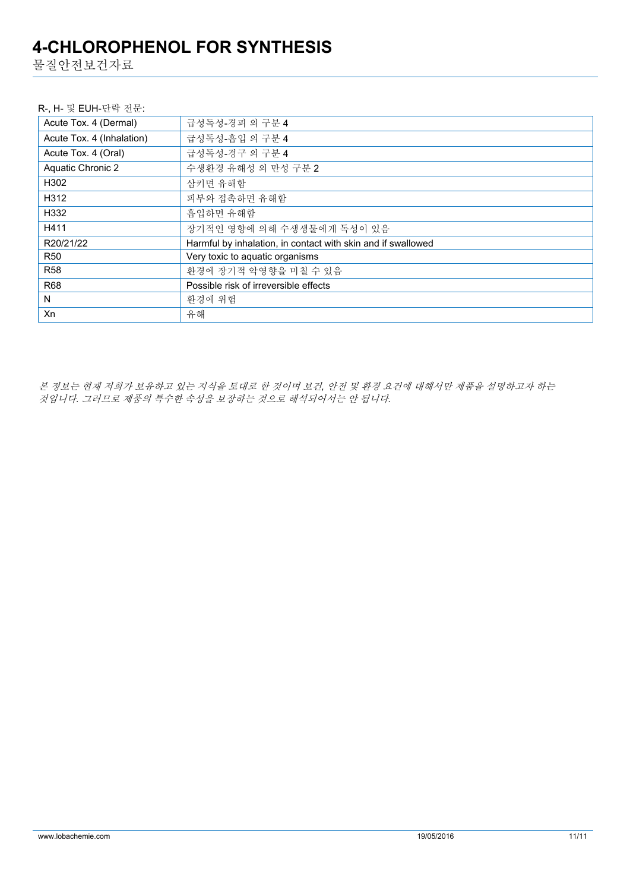R-, H- 및 EUH-단락 전문:

| | |
|---|---|
| Acute Tox. 4 (Dermal) | 급성독성-경피 의 구분 4 |
| Acute Tox. 4 (Inhalation) | 급성독성-흡입 의 구분 4 |
| Acute Tox. 4 (Oral) | 급성독성-경구 의 구분 4 |
| Aquatic Chronic 2 | 수생환경 유해성 의 만성 구분 2 |
| H302 | 삼키면 유해함 |
| H312 | 피부와 접촉하면 유해함 |
| H332 | 흡입하면 유해함 |
| H411 | 장기적인 영향에 의해 수생생물에게 독성이 있음 |
| R20/21/22 | Harmful by inhalation, in contact with skin and if swallowed |
| R50 | Very toxic to aquatic organisms |
| R58 | 환경에 장기적 악영향을 미칠 수 있음 |
| R68 | Possible risk of irreversible effects |
| N | 환경에 위험 |
| Xn | 유해 |

*본 정보는 현재 저희가 보유하고 있는 지식을 토대로 한 것이며 보건, 안전 및 환경 요건에 대해서만 제품을 설명하고자 하는 것입니다. 그러므로 제품의 특수한 속성을 보장하는 것으로 해석되어서는 안 됩니다.*